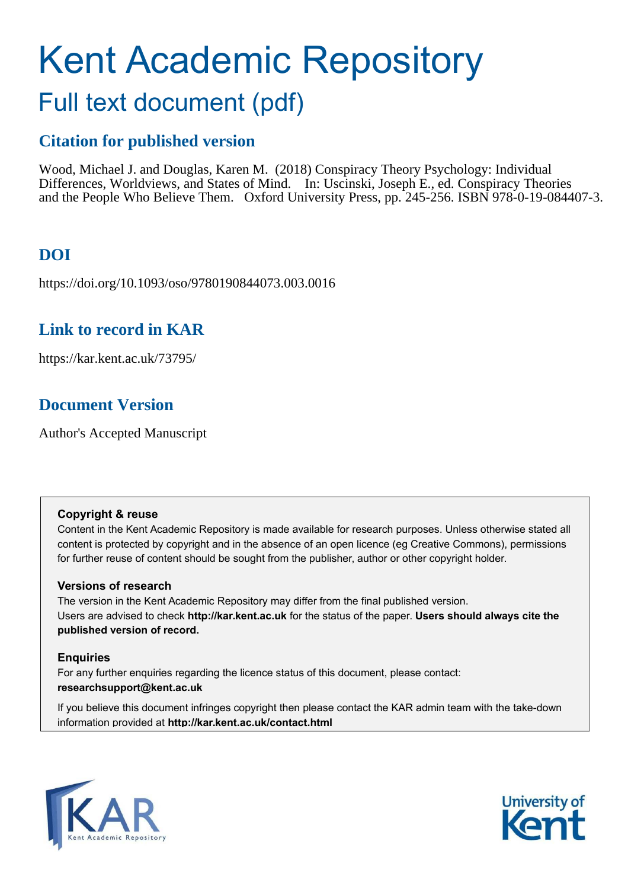# Kent Academic Repository

## Full text document (pdf)

### Citation for published version

Wood, Michael J. and Douglas, Karen M. (2018) Conspiracy Theory Psychology: Individual Differences, Worldviews, and States of Mind. In: Uscinski, Joseph E., ed. Conspiracy Theories and the People Who Believe Them. Oxford University Press, pp. 245-256. ISBN 978-0-19-084407-3.

### DOI

https://doi.org/10.1093/oso/9780190844073.003.0016

### Link to record in KAR

https://kar.kent.ac.uk/73795/

### Document Version

Author's Accepted Manuscript

**Copyright & reuse**

Content in the Kent Academic Repository is made available for research purposes. Unless otherwise stated all content is protected by copyright and in the absence of an open licence (eg Creative Commons), permissions for further reuse of content should be sought from the publisher, author or other copyright holder.

**Versions of research**

The version in the Kent Academic Repository may differ from the final published version.
Users are advised to check **http://kar.kent.ac.uk** for the status of the paper. **Users should always cite the published version of record.**

**Enquiries**

For any further enquiries regarding the licence status of this document, please contact:
**researchsupport@kent.ac.uk**

If you believe this document infringes copyright then please contact the KAR admin team with the take-down information provided at **http://kar.kent.ac.uk/contact.html**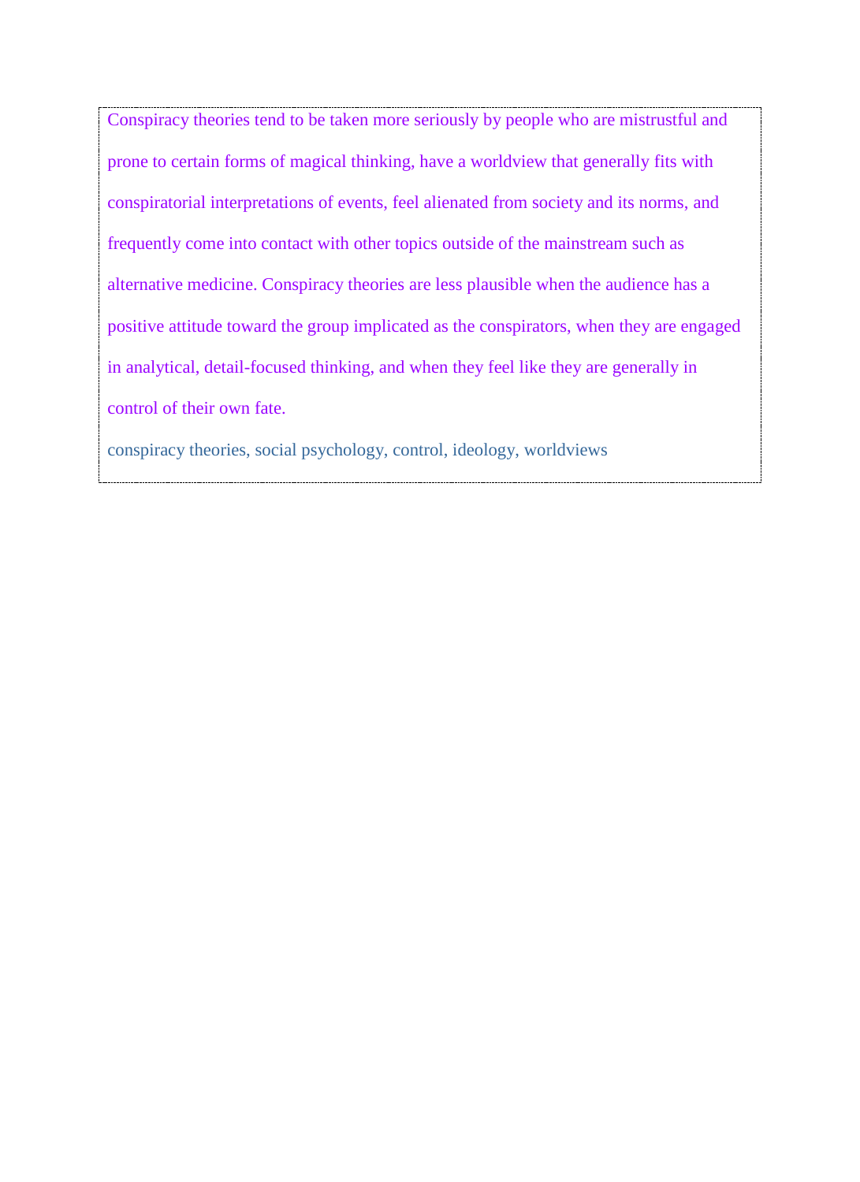Conspiracy theories tend to be taken more seriously by people who are mistrustful and prone to certain forms of magical thinking, have a worldview that generally fits with conspiratorial interpretations of events, feel alienated from society and its norms, and frequently come into contact with other topics outside of the mainstream such as alternative medicine. Conspiracy theories are less plausible when the audience has a positive attitude toward the group implicated as the conspirators, when they are engaged in analytical, detail-focused thinking, and when they feel like they are generally in control of their own fate.

conspiracy theories, social psychology, control, ideology, worldviews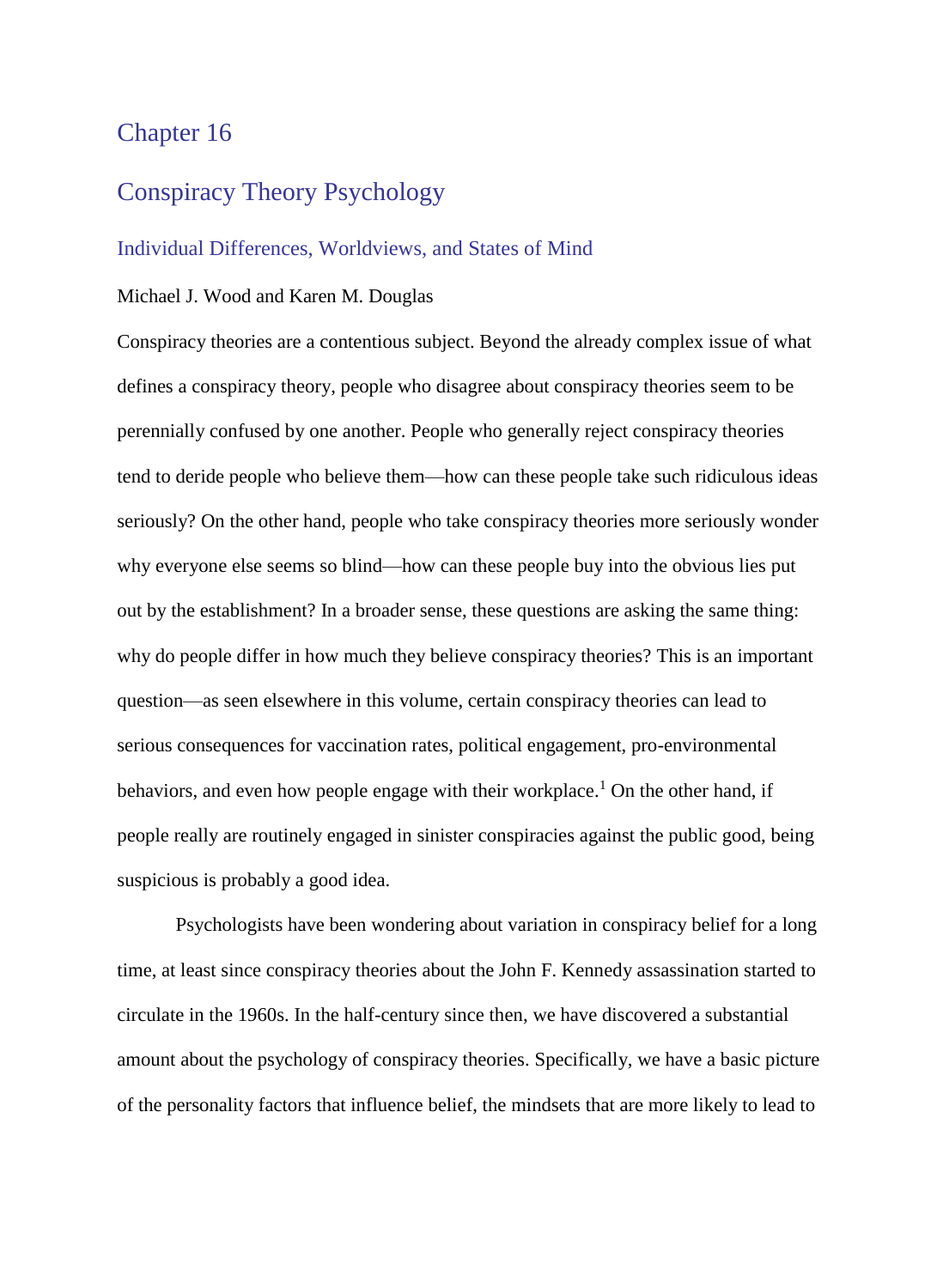# Chapter 16

## Conspiracy Theory Psychology

### Individual Differences, Worldviews, and States of Mind

Michael J. Wood and Karen M. Douglas

Conspiracy theories are a contentious subject. Beyond the already complex issue of what defines a conspiracy theory, people who disagree about conspiracy theories seem to be perennially confused by one another. People who generally reject conspiracy theories tend to deride people who believe them—how can these people take such ridiculous ideas seriously? On the other hand, people who take conspiracy theories more seriously wonder why everyone else seems so blind—how can these people buy into the obvious lies put out by the establishment? In a broader sense, these questions are asking the same thing: why do people differ in how much they believe conspiracy theories? This is an important question—as seen elsewhere in this volume, certain conspiracy theories can lead to serious consequences for vaccination rates, political engagement, pro-environmental behaviors, and even how people engage with their workplace.[1] On the other hand, if people really are routinely engaged in sinister conspiracies against the public good, being suspicious is probably a good idea.

Psychologists have been wondering about variation in conspiracy belief for a long time, at least since conspiracy theories about the John F. Kennedy assassination started to circulate in the 1960s. In the half-century since then, we have discovered a substantial amount about the psychology of conspiracy theories. Specifically, we have a basic picture of the personality factors that influence belief, the mindsets that are more likely to lead to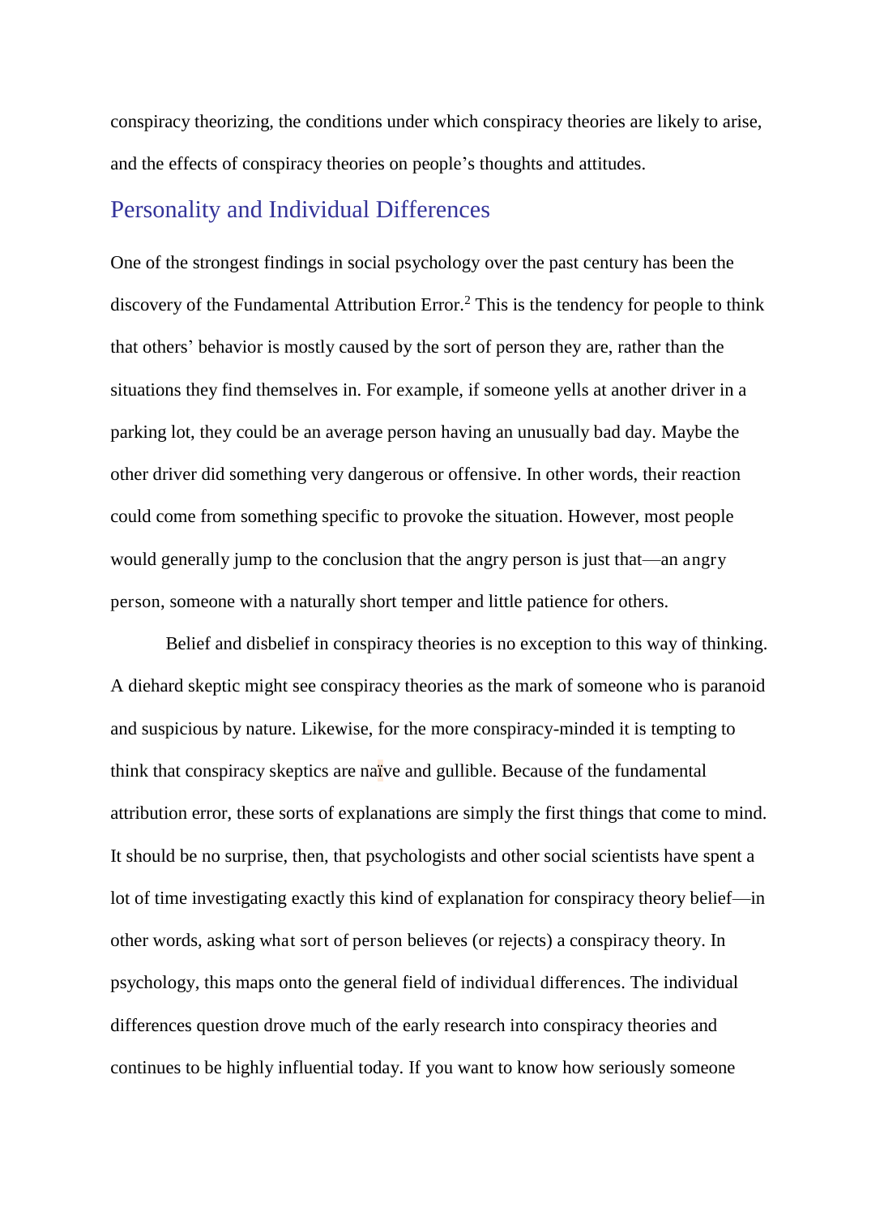conspiracy theorizing, the conditions under which conspiracy theories are likely to arise, and the effects of conspiracy theories on people's thoughts and attitudes.

## Personality and Individual Differences

One of the strongest findings in social psychology over the past century has been the discovery of the Fundamental Attribution Error.[2] This is the tendency for people to think that others' behavior is mostly caused by the sort of person they are, rather than the situations they find themselves in. For example, if someone yells at another driver in a parking lot, they could be an average person having an unusually bad day. Maybe the other driver did something very dangerous or offensive. In other words, their reaction could come from something specific to provoke the situation. However, most people would generally jump to the conclusion that the angry person is just that—an angry person, someone with a naturally short temper and little patience for others.

Belief and disbelief in conspiracy theories is no exception to this way of thinking. A diehard skeptic might see conspiracy theories as the mark of someone who is paranoid and suspicious by nature. Likewise, for the more conspiracy-minded it is tempting to think that conspiracy skeptics are naïve and gullible. Because of the fundamental attribution error, these sorts of explanations are simply the first things that come to mind. It should be no surprise, then, that psychologists and other social scientists have spent a lot of time investigating exactly this kind of explanation for conspiracy theory belief—in other words, asking what sort of person believes (or rejects) a conspiracy theory. In psychology, this maps onto the general field of individual differences. The individual differences question drove much of the early research into conspiracy theories and continues to be highly influential today. If you want to know how seriously someone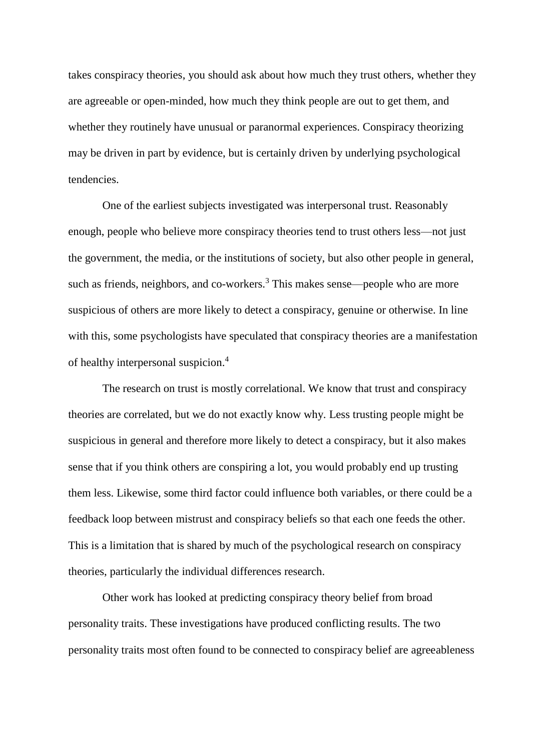takes conspiracy theories, you should ask about how much they trust others, whether they are agreeable or open-minded, how much they think people are out to get them, and whether they routinely have unusual or paranormal experiences. Conspiracy theorizing may be driven in part by evidence, but is certainly driven by underlying psychological tendencies.

One of the earliest subjects investigated was interpersonal trust. Reasonably enough, people who believe more conspiracy theories tend to trust others less—not just the government, the media, or the institutions of society, but also other people in general, such as friends, neighbors, and co-workers.[3] This makes sense—people who are more suspicious of others are more likely to detect a conspiracy, genuine or otherwise. In line with this, some psychologists have speculated that conspiracy theories are a manifestation of healthy interpersonal suspicion.[4]

The research on trust is mostly correlational. We know that trust and conspiracy theories are correlated, but we do not exactly know why. Less trusting people might be suspicious in general and therefore more likely to detect a conspiracy, but it also makes sense that if you think others are conspiring a lot, you would probably end up trusting them less. Likewise, some third factor could influence both variables, or there could be a feedback loop between mistrust and conspiracy beliefs so that each one feeds the other. This is a limitation that is shared by much of the psychological research on conspiracy theories, particularly the individual differences research.

Other work has looked at predicting conspiracy theory belief from broad personality traits. These investigations have produced conflicting results. The two personality traits most often found to be connected to conspiracy belief are agreeableness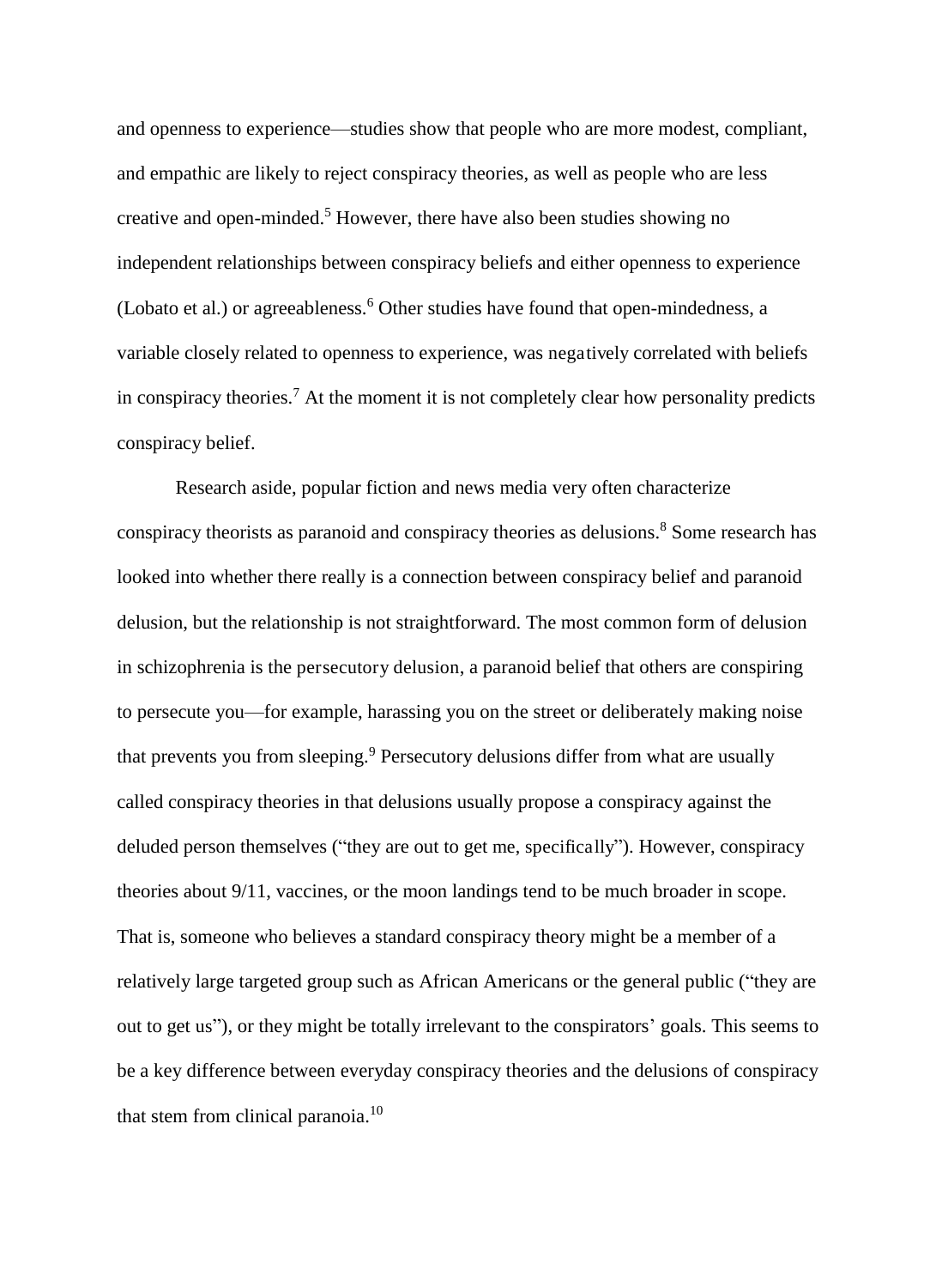and openness to experience—studies show that people who are more modest, compliant, and empathic are likely to reject conspiracy theories, as well as people who are less creative and open-minded.[5] However, there have also been studies showing no independent relationships between conspiracy beliefs and either openness to experience (Lobato et al.) or agreeableness.[6] Other studies have found that open-mindedness, a variable closely related to openness to experience, was negatively correlated with beliefs in conspiracy theories.[7] At the moment it is not completely clear how personality predicts conspiracy belief.

Research aside, popular fiction and news media very often characterize conspiracy theorists as paranoid and conspiracy theories as delusions.[8] Some research has looked into whether there really is a connection between conspiracy belief and paranoid delusion, but the relationship is not straightforward. The most common form of delusion in schizophrenia is the persecutory delusion, a paranoid belief that others are conspiring to persecute you—for example, harassing you on the street or deliberately making noise that prevents you from sleeping.[9] Persecutory delusions differ from what are usually called conspiracy theories in that delusions usually propose a conspiracy against the deluded person themselves ("they are out to get me, specifically"). However, conspiracy theories about 9/11, vaccines, or the moon landings tend to be much broader in scope. That is, someone who believes a standard conspiracy theory might be a member of a relatively large targeted group such as African Americans or the general public ("they are out to get us"), or they might be totally irrelevant to the conspirators' goals. This seems to be a key difference between everyday conspiracy theories and the delusions of conspiracy that stem from clinical paranoia.[10]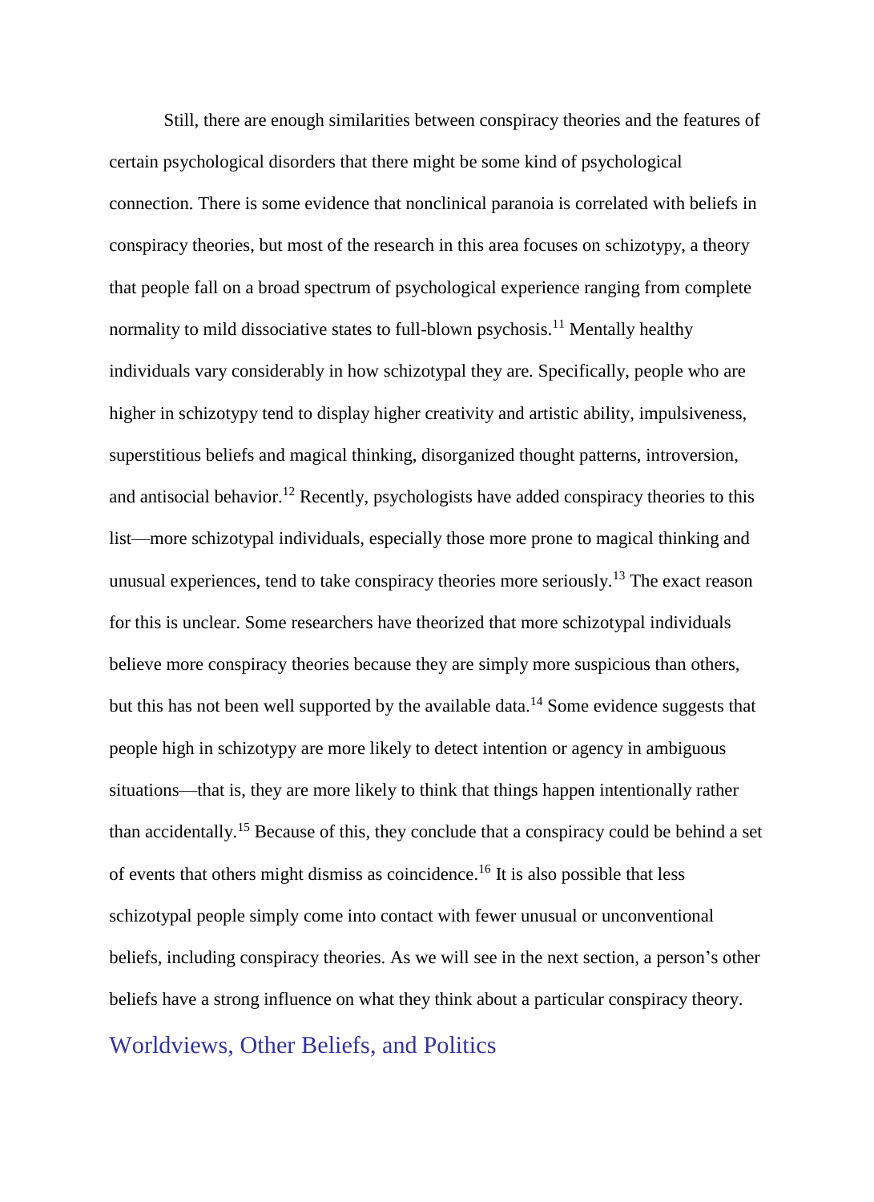Still, there are enough similarities between conspiracy theories and the features of certain psychological disorders that there might be some kind of psychological connection. There is some evidence that nonclinical paranoia is correlated with beliefs in conspiracy theories, but most of the research in this area focuses on schizotypy, a theory that people fall on a broad spectrum of psychological experience ranging from complete normality to mild dissociative states to full-blown psychosis.[11] Mentally healthy individuals vary considerably in how schizotypal they are. Specifically, people who are higher in schizotypy tend to display higher creativity and artistic ability, impulsiveness, superstitious beliefs and magical thinking, disorganized thought patterns, introversion, and antisocial behavior.[12] Recently, psychologists have added conspiracy theories to this list—more schizotypal individuals, especially those more prone to magical thinking and unusual experiences, tend to take conspiracy theories more seriously.[13] The exact reason for this is unclear. Some researchers have theorized that more schizotypal individuals believe more conspiracy theories because they are simply more suspicious than others, but this has not been well supported by the available data.[14] Some evidence suggests that people high in schizotypy are more likely to detect intention or agency in ambiguous situations—that is, they are more likely to think that things happen intentionally rather than accidentally.[15] Because of this, they conclude that a conspiracy could be behind a set of events that others might dismiss as coincidence.[16] It is also possible that less schizotypal people simply come into contact with fewer unusual or unconventional beliefs, including conspiracy theories. As we will see in the next section, a person's other beliefs have a strong influence on what they think about a particular conspiracy theory.

## Worldviews, Other Beliefs, and Politics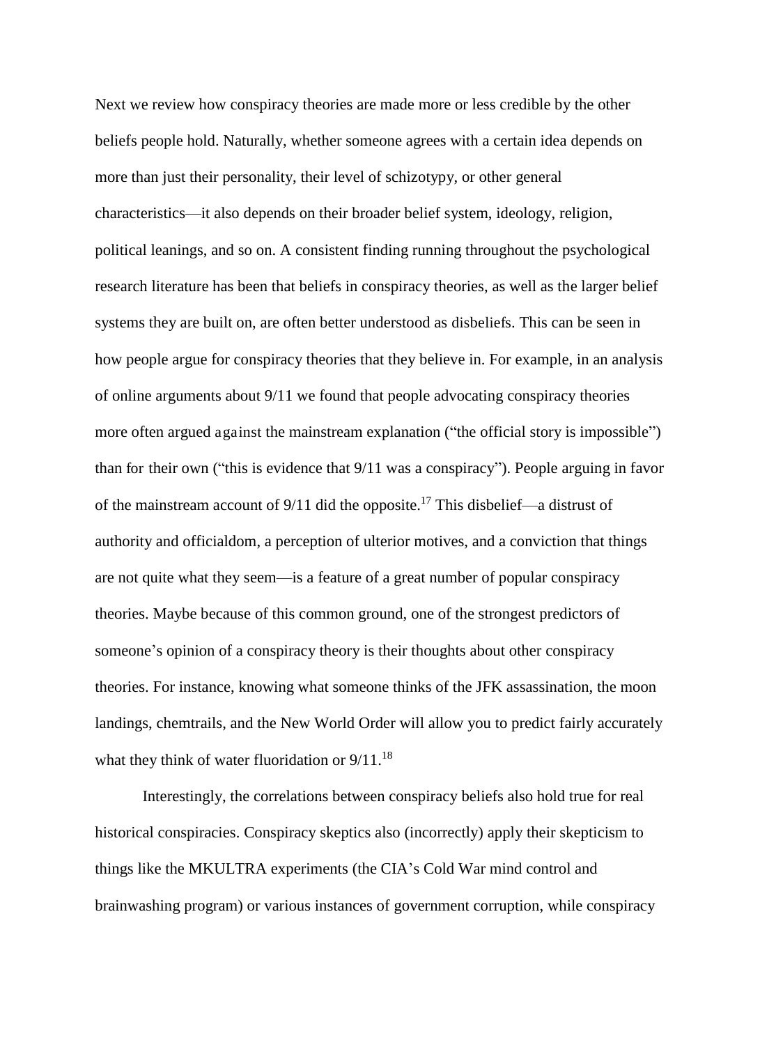Next we review how conspiracy theories are made more or less credible by the other beliefs people hold. Naturally, whether someone agrees with a certain idea depends on more than just their personality, their level of schizotypy, or other general characteristics—it also depends on their broader belief system, ideology, religion, political leanings, and so on. A consistent finding running throughout the psychological research literature has been that beliefs in conspiracy theories, as well as the larger belief systems they are built on, are often better understood as disbeliefs. This can be seen in how people argue for conspiracy theories that they believe in. For example, in an analysis of online arguments about 9/11 we found that people advocating conspiracy theories more often argued against the mainstream explanation ("the official story is impossible") than for their own ("this is evidence that 9/11 was a conspiracy"). People arguing in favor of the mainstream account of 9/11 did the opposite.[17] This disbelief—a distrust of authority and officialdom, a perception of ulterior motives, and a conviction that things are not quite what they seem—is a feature of a great number of popular conspiracy theories. Maybe because of this common ground, one of the strongest predictors of someone's opinion of a conspiracy theory is their thoughts about other conspiracy theories. For instance, knowing what someone thinks of the JFK assassination, the moon landings, chemtrails, and the New World Order will allow you to predict fairly accurately what they think of water fluoridation or 9/11.[18]

Interestingly, the correlations between conspiracy beliefs also hold true for real historical conspiracies. Conspiracy skeptics also (incorrectly) apply their skepticism to things like the MKULTRA experiments (the CIA's Cold War mind control and brainwashing program) or various instances of government corruption, while conspiracy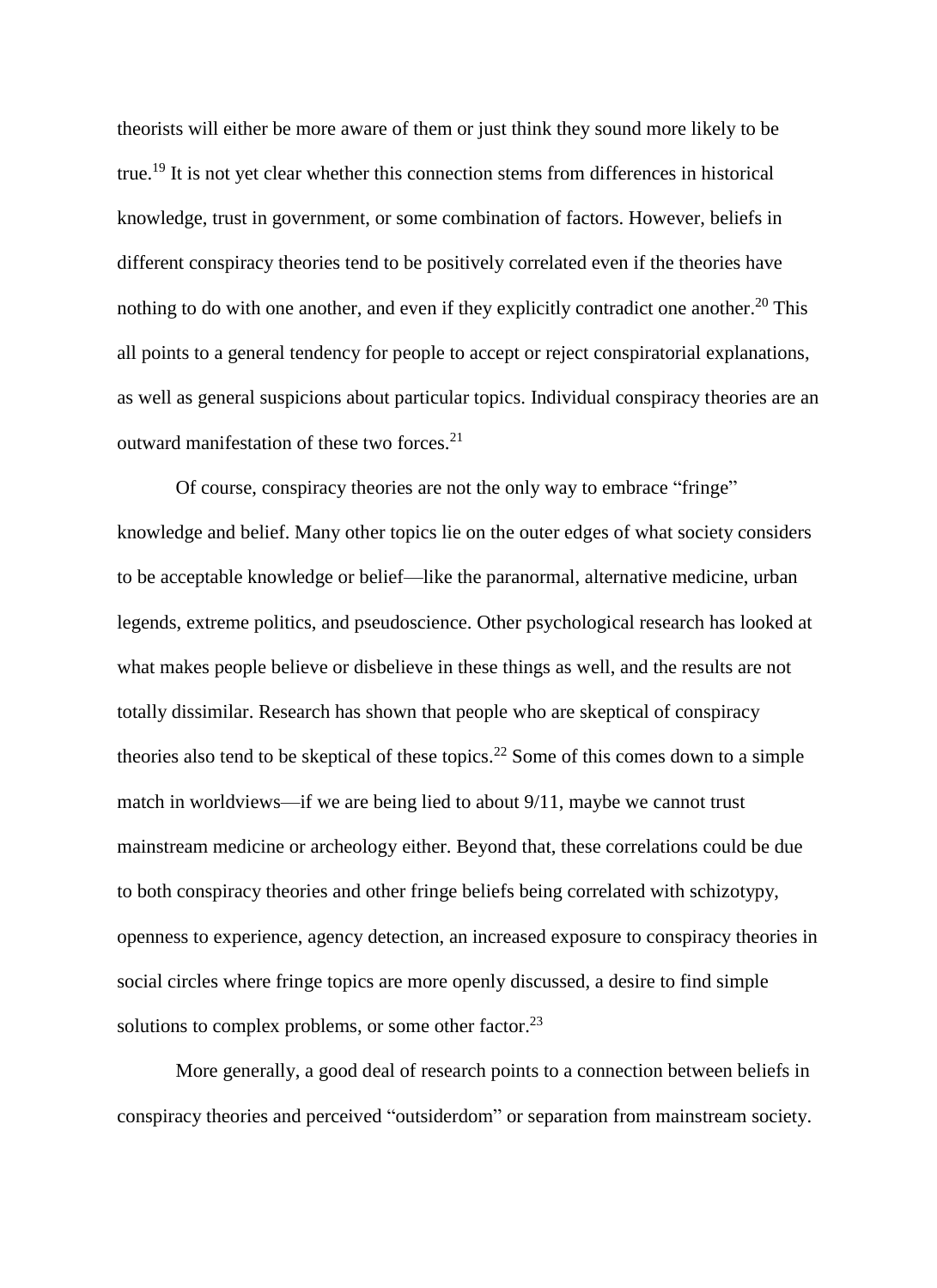theorists will either be more aware of them or just think they sound more likely to be true.[19] It is not yet clear whether this connection stems from differences in historical knowledge, trust in government, or some combination of factors. However, beliefs in different conspiracy theories tend to be positively correlated even if the theories have nothing to do with one another, and even if they explicitly contradict one another.[20] This all points to a general tendency for people to accept or reject conspiratorial explanations, as well as general suspicions about particular topics. Individual conspiracy theories are an outward manifestation of these two forces.[21]

Of course, conspiracy theories are not the only way to embrace "fringe" knowledge and belief. Many other topics lie on the outer edges of what society considers to be acceptable knowledge or belief—like the paranormal, alternative medicine, urban legends, extreme politics, and pseudoscience. Other psychological research has looked at what makes people believe or disbelieve in these things as well, and the results are not totally dissimilar. Research has shown that people who are skeptical of conspiracy theories also tend to be skeptical of these topics.[22] Some of this comes down to a simple match in worldviews—if we are being lied to about 9/11, maybe we cannot trust mainstream medicine or archeology either. Beyond that, these correlations could be due to both conspiracy theories and other fringe beliefs being correlated with schizotypy, openness to experience, agency detection, an increased exposure to conspiracy theories in social circles where fringe topics are more openly discussed, a desire to find simple solutions to complex problems, or some other factor.[23]

More generally, a good deal of research points to a connection between beliefs in conspiracy theories and perceived "outsiderdom" or separation from mainstream society.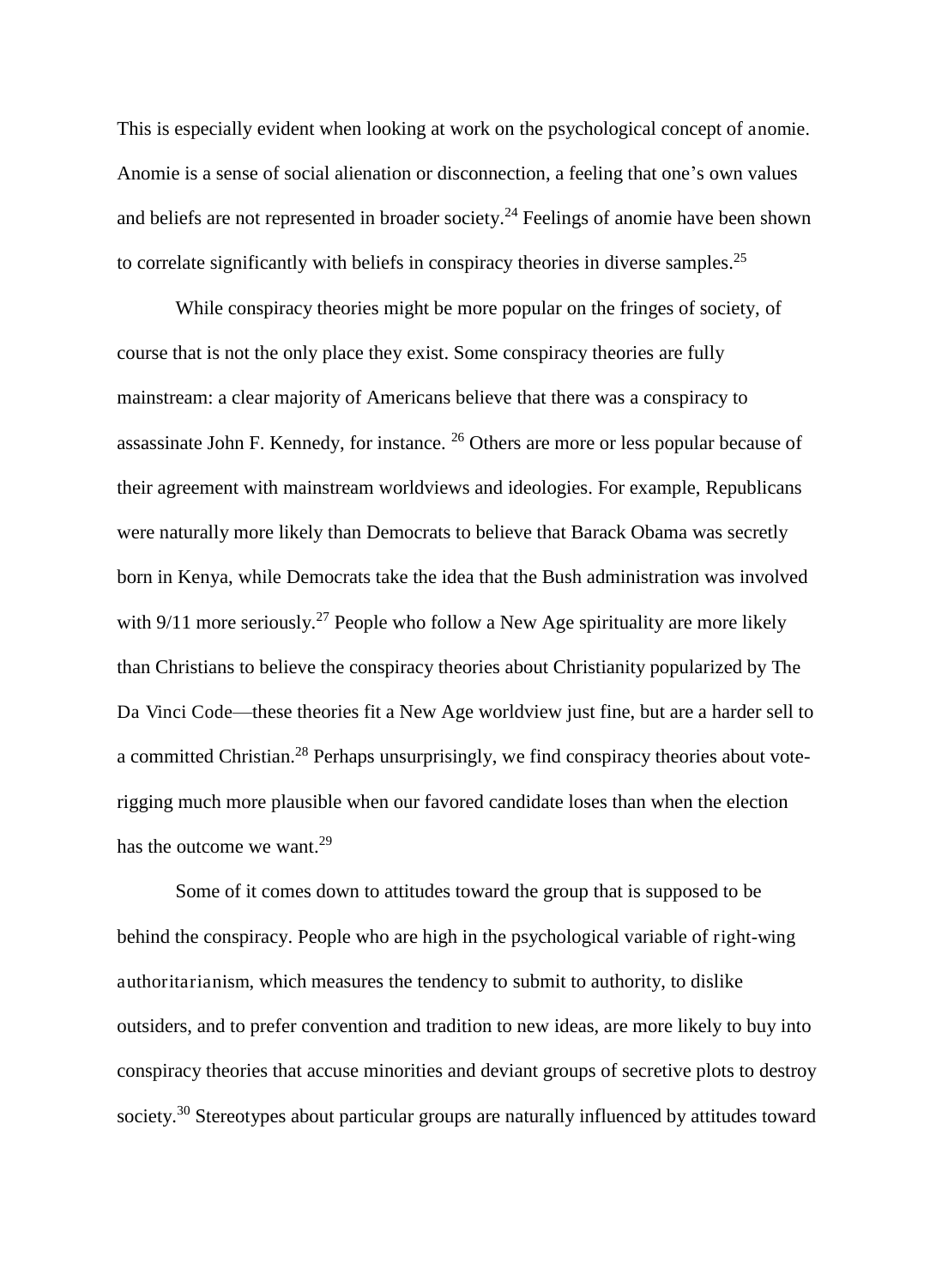This is especially evident when looking at work on the psychological concept of anomie. Anomie is a sense of social alienation or disconnection, a feeling that one's own values and beliefs are not represented in broader society.[24] Feelings of anomie have been shown to correlate significantly with beliefs in conspiracy theories in diverse samples.[25]

While conspiracy theories might be more popular on the fringes of society, of course that is not the only place they exist. Some conspiracy theories are fully mainstream: a clear majority of Americans believe that there was a conspiracy to assassinate John F. Kennedy, for instance. [26] Others are more or less popular because of their agreement with mainstream worldviews and ideologies. For example, Republicans were naturally more likely than Democrats to believe that Barack Obama was secretly born in Kenya, while Democrats take the idea that the Bush administration was involved with 9/11 more seriously.[27] People who follow a New Age spirituality are more likely than Christians to believe the conspiracy theories about Christianity popularized by The Da Vinci Code—these theories fit a New Age worldview just fine, but are a harder sell to a committed Christian.[28] Perhaps unsurprisingly, we find conspiracy theories about vote-rigging much more plausible when our favored candidate loses than when the election has the outcome we want.[29]

Some of it comes down to attitudes toward the group that is supposed to be behind the conspiracy. People who are high in the psychological variable of right-wing authoritarianism, which measures the tendency to submit to authority, to dislike outsiders, and to prefer convention and tradition to new ideas, are more likely to buy into conspiracy theories that accuse minorities and deviant groups of secretive plots to destroy society.[30] Stereotypes about particular groups are naturally influenced by attitudes toward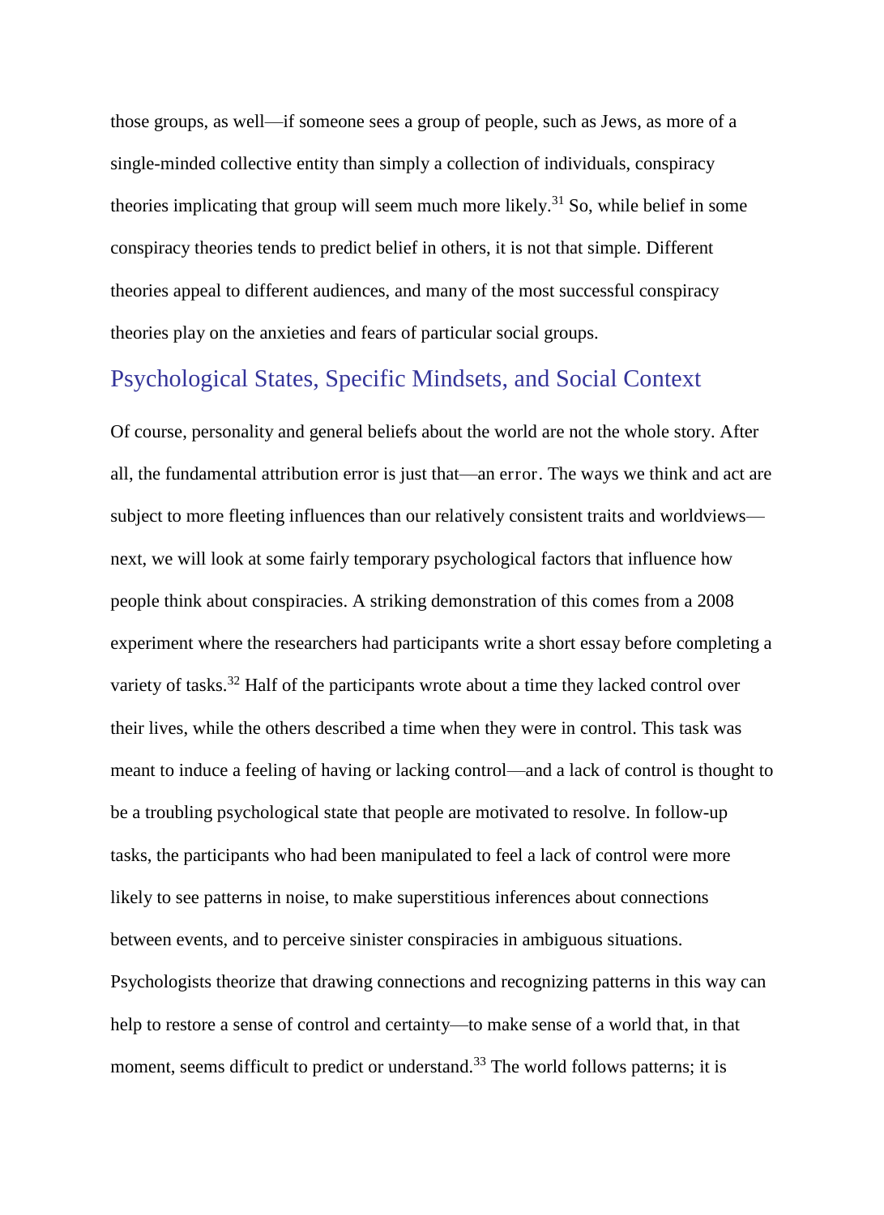those groups, as well—if someone sees a group of people, such as Jews, as more of a single-minded collective entity than simply a collection of individuals, conspiracy theories implicating that group will seem much more likely.[31] So, while belief in some conspiracy theories tends to predict belief in others, it is not that simple. Different theories appeal to different audiences, and many of the most successful conspiracy theories play on the anxieties and fears of particular social groups.

## Psychological States, Specific Mindsets, and Social Context

Of course, personality and general beliefs about the world are not the whole story. After all, the fundamental attribution error is just that—an *error*. The ways we think and act are subject to more fleeting influences than our relatively consistent traits and worldviews—next, we will look at some fairly temporary psychological factors that influence how people think about conspiracies. A striking demonstration of this comes from a 2008 experiment where the researchers had participants write a short essay before completing a variety of tasks.[32] Half of the participants wrote about a time they lacked control over their lives, while the others described a time when they were in control. This task was meant to induce a feeling of having or lacking control—and a lack of control is thought to be a troubling psychological state that people are motivated to resolve. In follow-up tasks, the participants who had been manipulated to feel a lack of control were more likely to see patterns in noise, to make superstitious inferences about connections between events, and to perceive sinister conspiracies in ambiguous situations. Psychologists theorize that drawing connections and recognizing patterns in this way can help to restore a sense of control and certainty—to make sense of a world that, in that moment, seems difficult to predict or understand.[33] The world follows patterns; it is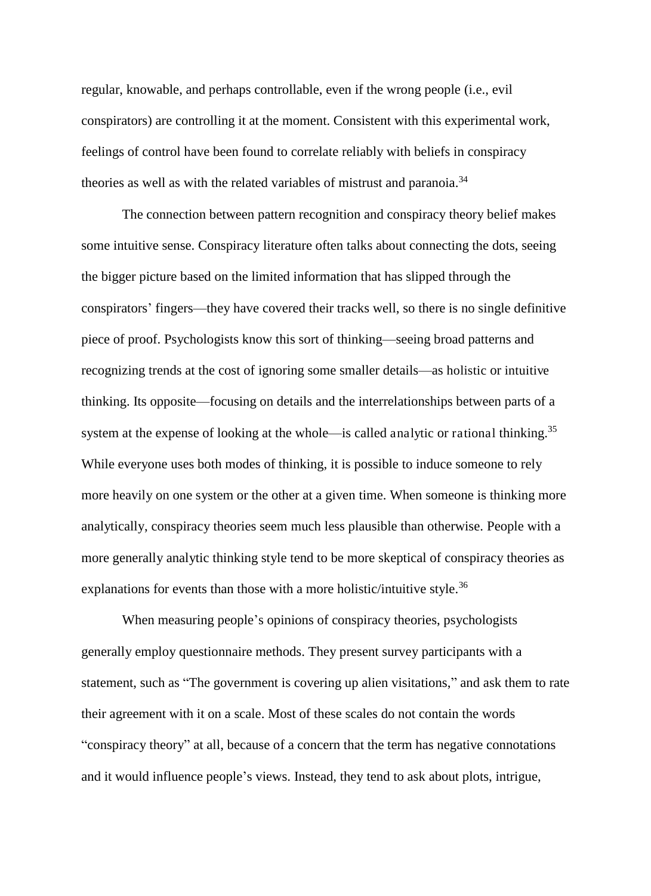regular, knowable, and perhaps controllable, even if the wrong people (i.e., evil conspirators) are controlling it at the moment. Consistent with this experimental work, feelings of control have been found to correlate reliably with beliefs in conspiracy theories as well as with the related variables of mistrust and paranoia.[34]

The connection between pattern recognition and conspiracy theory belief makes some intuitive sense. Conspiracy literature often talks about connecting the dots, seeing the bigger picture based on the limited information that has slipped through the conspirators' fingers—they have covered their tracks well, so there is no single definitive piece of proof. Psychologists know this sort of thinking—seeing broad patterns and recognizing trends at the cost of ignoring some smaller details—as holistic or intuitive thinking. Its opposite—focusing on details and the interrelationships between parts of a system at the expense of looking at the whole—is called analytic or rational thinking.[35] While everyone uses both modes of thinking, it is possible to induce someone to rely more heavily on one system or the other at a given time. When someone is thinking more analytically, conspiracy theories seem much less plausible than otherwise. People with a more generally analytic thinking style tend to be more skeptical of conspiracy theories as explanations for events than those with a more holistic/intuitive style.[36]

When measuring people's opinions of conspiracy theories, psychologists generally employ questionnaire methods. They present survey participants with a statement, such as "The government is covering up alien visitations," and ask them to rate their agreement with it on a scale. Most of these scales do not contain the words "conspiracy theory" at all, because of a concern that the term has negative connotations and it would influence people's views. Instead, they tend to ask about plots, intrigue,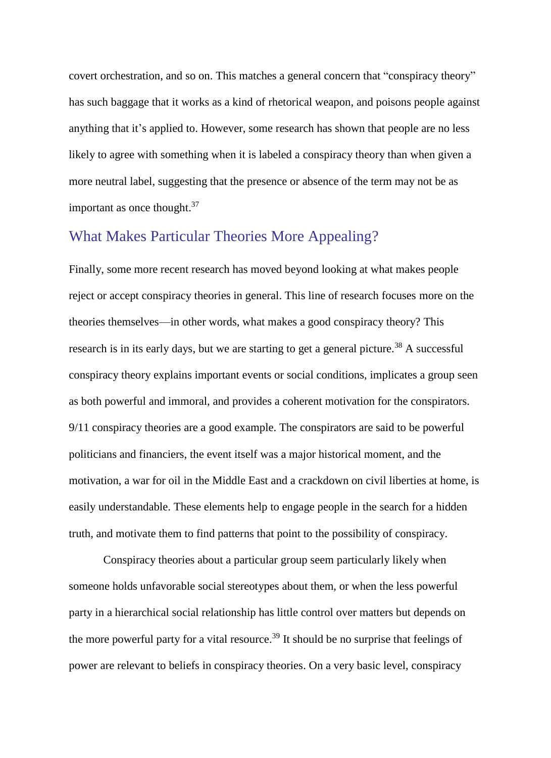covert orchestration, and so on. This matches a general concern that "conspiracy theory" has such baggage that it works as a kind of rhetorical weapon, and poisons people against anything that it's applied to. However, some research has shown that people are no less likely to agree with something when it is labeled a conspiracy theory than when given a more neutral label, suggesting that the presence or absence of the term may not be as important as once thought.[37]

## What Makes Particular Theories More Appealing?

Finally, some more recent research has moved beyond looking at what makes people reject or accept conspiracy theories in general. This line of research focuses more on the theories themselves—in other words, what makes a good conspiracy theory? This research is in its early days, but we are starting to get a general picture.[38] A successful conspiracy theory explains important events or social conditions, implicates a group seen as both powerful and immoral, and provides a coherent motivation for the conspirators. 9/11 conspiracy theories are a good example. The conspirators are said to be powerful politicians and financiers, the event itself was a major historical moment, and the motivation, a war for oil in the Middle East and a crackdown on civil liberties at home, is easily understandable. These elements help to engage people in the search for a hidden truth, and motivate them to find patterns that point to the possibility of conspiracy.

Conspiracy theories about a particular group seem particularly likely when someone holds unfavorable social stereotypes about them, or when the less powerful party in a hierarchical social relationship has little control over matters but depends on the more powerful party for a vital resource.[39] It should be no surprise that feelings of power are relevant to beliefs in conspiracy theories. On a very basic level, conspiracy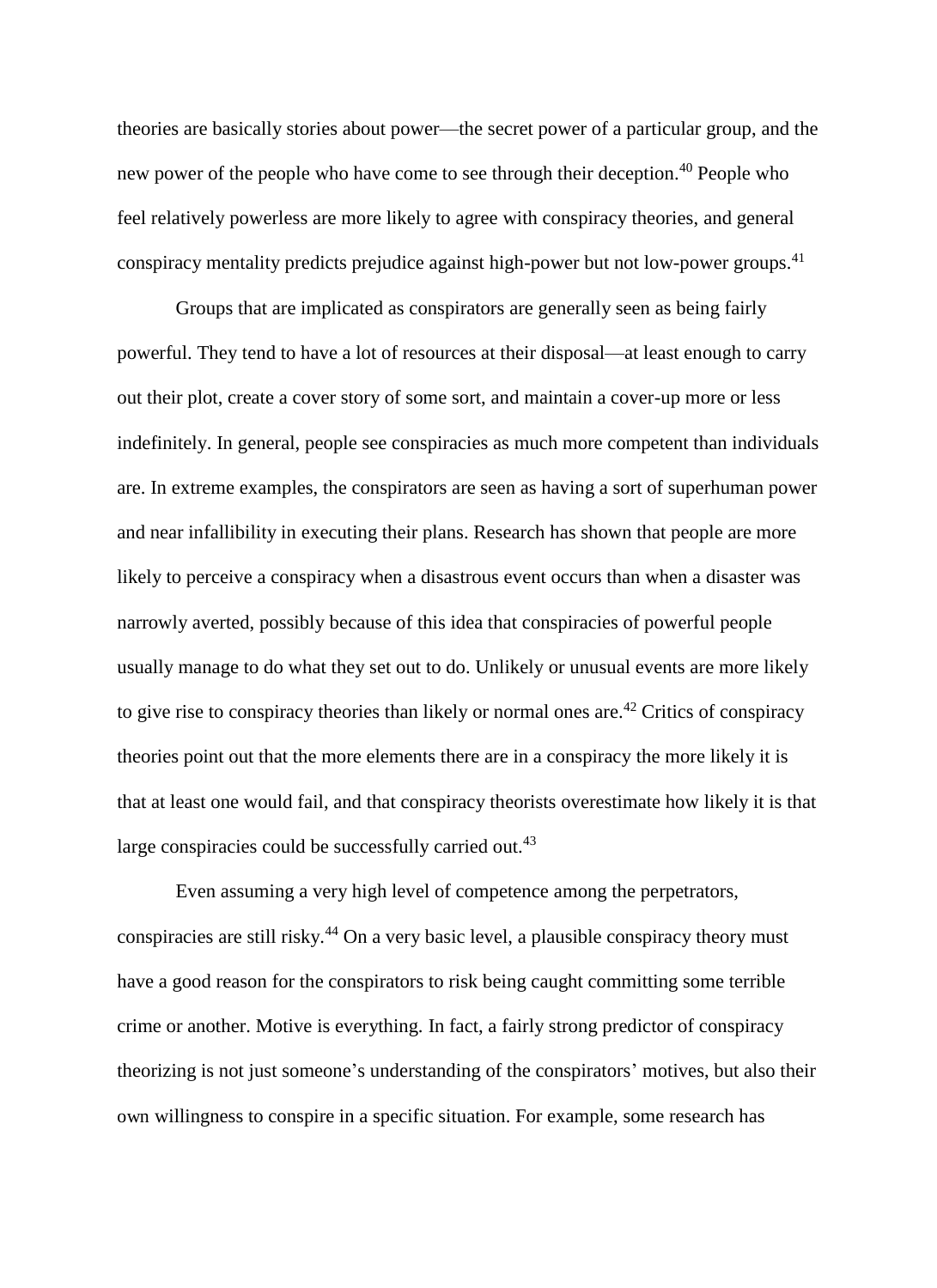theories are basically stories about power—the secret power of a particular group, and the new power of the people who have come to see through their deception.[40] People who feel relatively powerless are more likely to agree with conspiracy theories, and general conspiracy mentality predicts prejudice against high-power but not low-power groups.[41]

Groups that are implicated as conspirators are generally seen as being fairly powerful. They tend to have a lot of resources at their disposal—at least enough to carry out their plot, create a cover story of some sort, and maintain a cover-up more or less indefinitely. In general, people see conspiracies as much more competent than individuals are. In extreme examples, the conspirators are seen as having a sort of superhuman power and near infallibility in executing their plans. Research has shown that people are more likely to perceive a conspiracy when a disastrous event occurs than when a disaster was narrowly averted, possibly because of this idea that conspiracies of powerful people usually manage to do what they set out to do. Unlikely or unusual events are more likely to give rise to conspiracy theories than likely or normal ones are.[42] Critics of conspiracy theories point out that the more elements there are in a conspiracy the more likely it is that at least one would fail, and that conspiracy theorists overestimate how likely it is that large conspiracies could be successfully carried out.[43]

Even assuming a very high level of competence among the perpetrators, conspiracies are still risky.[44] On a very basic level, a plausible conspiracy theory must have a good reason for the conspirators to risk being caught committing some terrible crime or another. Motive is everything. In fact, a fairly strong predictor of conspiracy theorizing is not just someone's understanding of the conspirators' motives, but also their own willingness to conspire in a specific situation. For example, some research has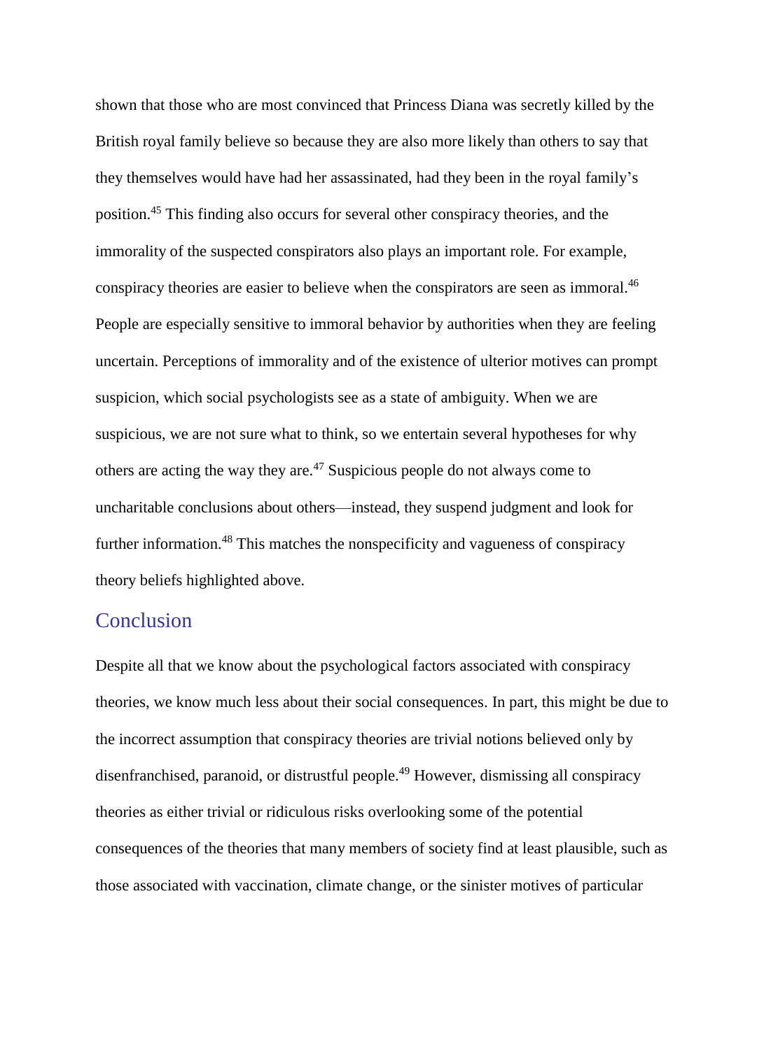shown that those who are most convinced that Princess Diana was secretly killed by the British royal family believe so because they are also more likely than others to say that they themselves would have had her assassinated, had they been in the royal family's position.[45] This finding also occurs for several other conspiracy theories, and the immorality of the suspected conspirators also plays an important role. For example, conspiracy theories are easier to believe when the conspirators are seen as immoral.[46] People are especially sensitive to immoral behavior by authorities when they are feeling uncertain. Perceptions of immorality and of the existence of ulterior motives can prompt suspicion, which social psychologists see as a state of ambiguity. When we are suspicious, we are not sure what to think, so we entertain several hypotheses for why others are acting the way they are.[47] Suspicious people do not always come to uncharitable conclusions about others—instead, they suspend judgment and look for further information.[48] This matches the nonspecificity and vagueness of conspiracy theory beliefs highlighted above.

## Conclusion

Despite all that we know about the psychological factors associated with conspiracy theories, we know much less about their social consequences. In part, this might be due to the incorrect assumption that conspiracy theories are trivial notions believed only by disenfranchised, paranoid, or distrustful people.[49] However, dismissing all conspiracy theories as either trivial or ridiculous risks overlooking some of the potential consequences of the theories that many members of society find at least plausible, such as those associated with vaccination, climate change, or the sinister motives of particular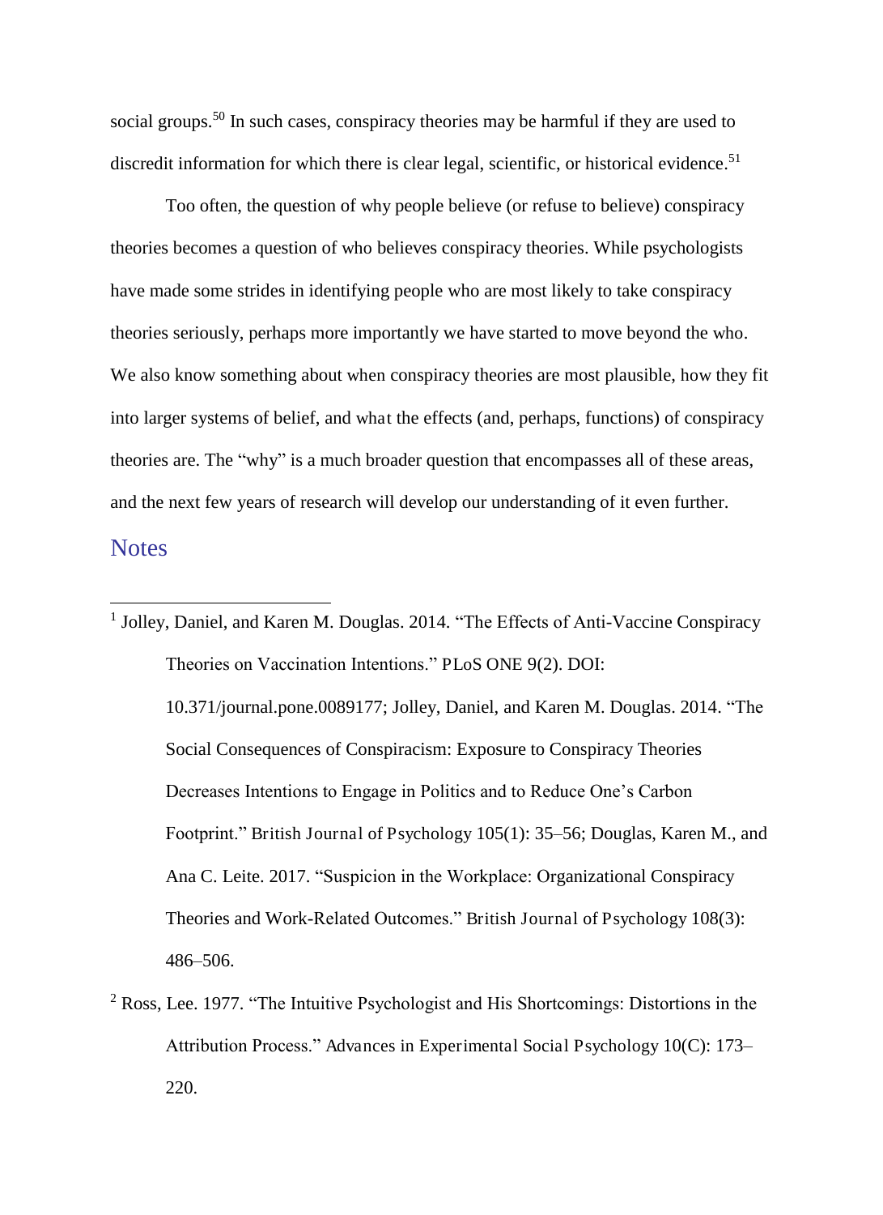social groups.[50] In such cases, conspiracy theories may be harmful if they are used to discredit information for which there is clear legal, scientific, or historical evidence.[51]

Too often, the question of why people believe (or refuse to believe) conspiracy theories becomes a question of who believes conspiracy theories. While psychologists have made some strides in identifying people who are most likely to take conspiracy theories seriously, perhaps more importantly we have started to move beyond the who. We also know something about when conspiracy theories are most plausible, how they fit into larger systems of belief, and what the effects (and, perhaps, functions) of conspiracy theories are. The "why" is a much broader question that encompasses all of these areas, and the next few years of research will develop our understanding of it even further.

## Notes

[1] Jolley, Daniel, and Karen M. Douglas. 2014. "The Effects of Anti-Vaccine Conspiracy Theories on Vaccination Intentions." PLoS ONE 9(2). DOI: 10.371/journal.pone.0089177; Jolley, Daniel, and Karen M. Douglas. 2014. "The Social Consequences of Conspiracism: Exposure to Conspiracy Theories Decreases Intentions to Engage in Politics and to Reduce One's Carbon Footprint." British Journal of Psychology 105(1): 35–56; Douglas, Karen M., and Ana C. Leite. 2017. "Suspicion in the Workplace: Organizational Conspiracy Theories and Work-Related Outcomes." British Journal of Psychology 108(3): 486–506.

[2] Ross, Lee. 1977. "The Intuitive Psychologist and His Shortcomings: Distortions in the Attribution Process." Advances in Experimental Social Psychology 10(C): 173–220.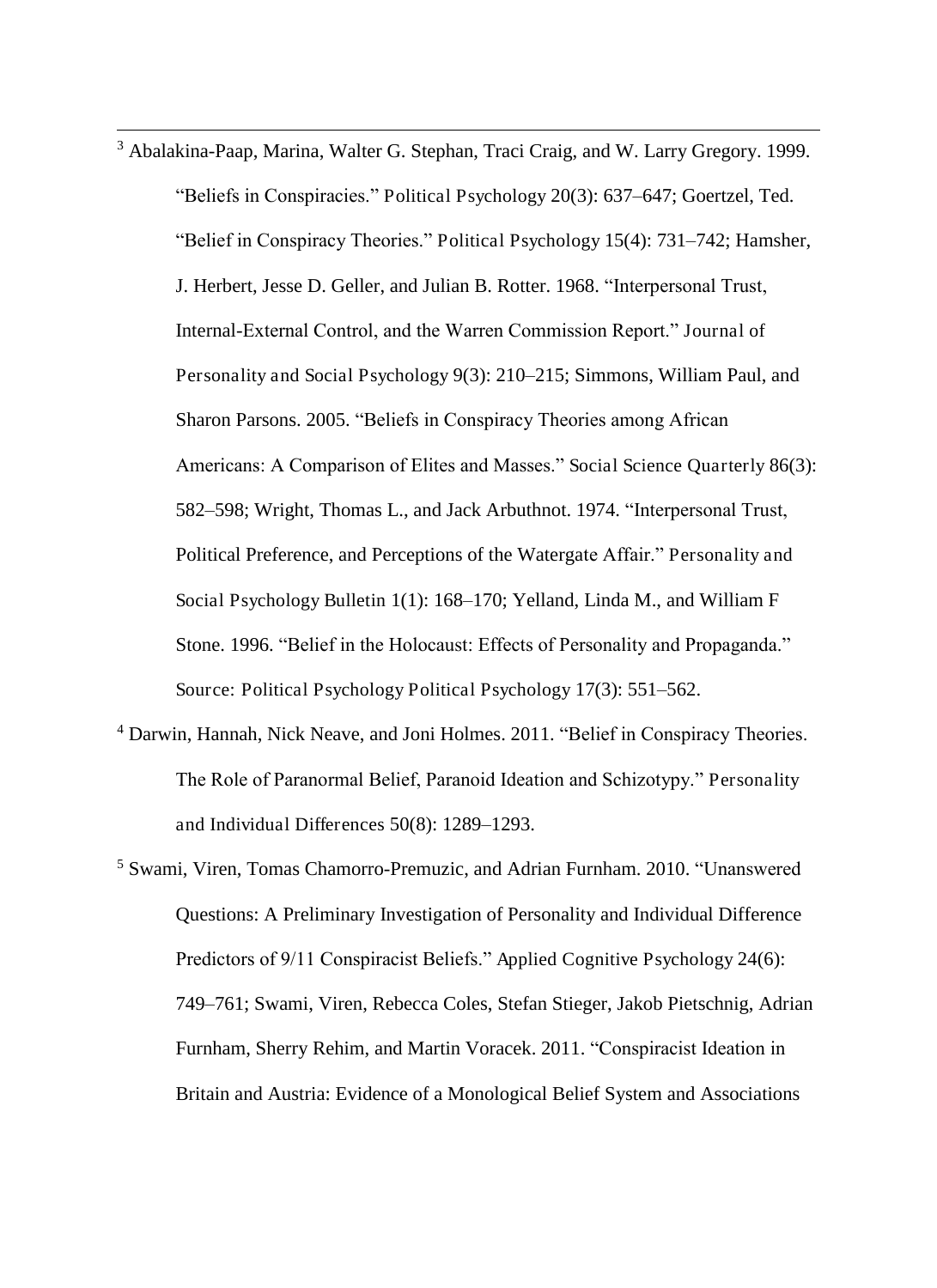[3] Abalakina-Paap, Marina, Walter G. Stephan, Traci Craig, and W. Larry Gregory. 1999. "Beliefs in Conspiracies." Political Psychology 20(3): 637–647; Goertzel, Ted. "Belief in Conspiracy Theories." Political Psychology 15(4): 731–742; Hamsher, J. Herbert, Jesse D. Geller, and Julian B. Rotter. 1968. "Interpersonal Trust, Internal-External Control, and the Warren Commission Report." Journal of Personality and Social Psychology 9(3): 210–215; Simmons, William Paul, and Sharon Parsons. 2005. "Beliefs in Conspiracy Theories among African Americans: A Comparison of Elites and Masses." Social Science Quarterly 86(3): 582–598; Wright, Thomas L., and Jack Arbuthnot. 1974. "Interpersonal Trust, Political Preference, and Perceptions of the Watergate Affair." Personality and Social Psychology Bulletin 1(1): 168–170; Yelland, Linda M., and William F Stone. 1996. "Belief in the Holocaust: Effects of Personality and Propaganda." Source: Political Psychology Political Psychology 17(3): 551–562.

[4] Darwin, Hannah, Nick Neave, and Joni Holmes. 2011. "Belief in Conspiracy Theories. The Role of Paranormal Belief, Paranoid Ideation and Schizotypy." Personality and Individual Differences 50(8): 1289–1293.

[5] Swami, Viren, Tomas Chamorro-Premuzic, and Adrian Furnham. 2010. "Unanswered Questions: A Preliminary Investigation of Personality and Individual Difference Predictors of 9/11 Conspiracist Beliefs." Applied Cognitive Psychology 24(6): 749–761; Swami, Viren, Rebecca Coles, Stefan Stieger, Jakob Pietschnig, Adrian Furnham, Sherry Rehim, and Martin Voracek. 2011. "Conspiracist Ideation in Britain and Austria: Evidence of a Monological Belief System and Associations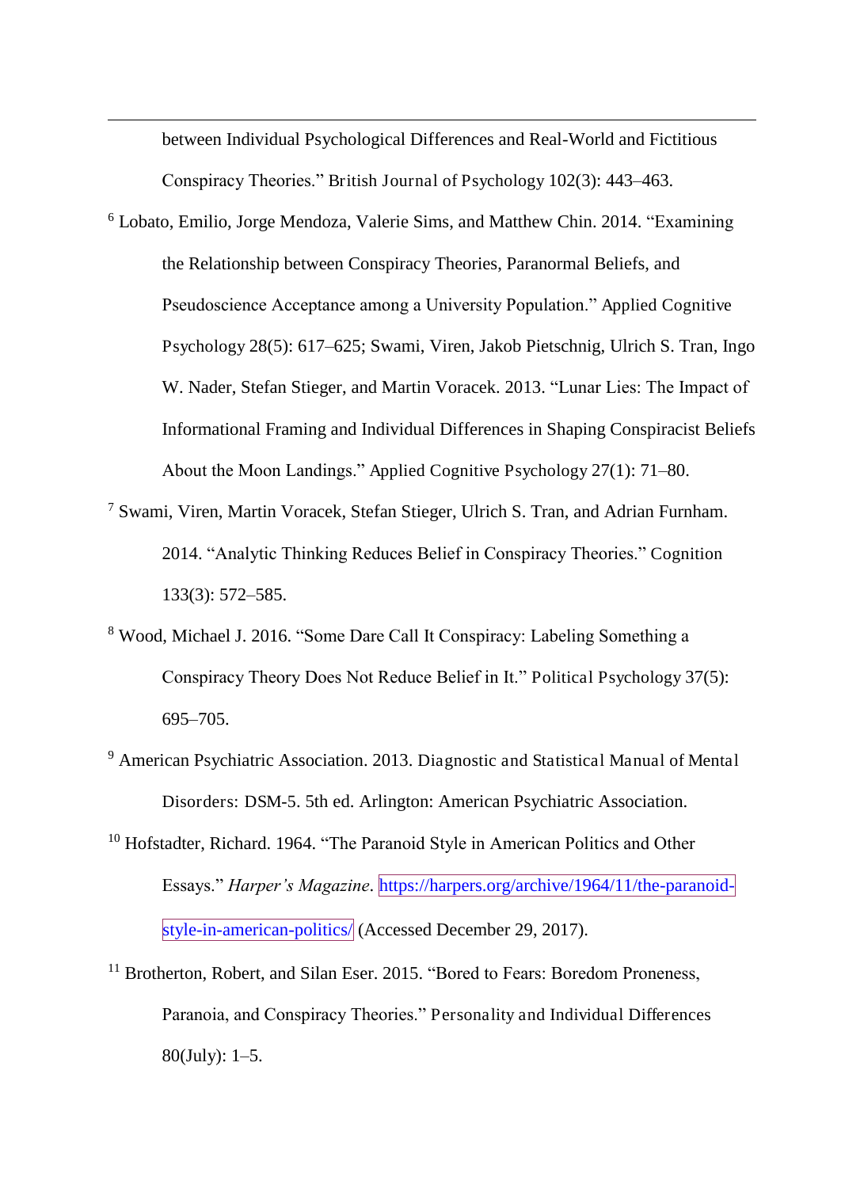between Individual Psychological Differences and Real-World and Fictitious Conspiracy Theories." British Journal of Psychology 102(3): 443–463.

[6] Lobato, Emilio, Jorge Mendoza, Valerie Sims, and Matthew Chin. 2014. "Examining the Relationship between Conspiracy Theories, Paranormal Beliefs, and Pseudoscience Acceptance among a University Population." Applied Cognitive Psychology 28(5): 617–625; Swami, Viren, Jakob Pietschnig, Ulrich S. Tran, Ingo W. Nader, Stefan Stieger, and Martin Voracek. 2013. "Lunar Lies: The Impact of Informational Framing and Individual Differences in Shaping Conspiracist Beliefs About the Moon Landings." Applied Cognitive Psychology 27(1): 71–80.

[7] Swami, Viren, Martin Voracek, Stefan Stieger, Ulrich S. Tran, and Adrian Furnham. 2014. "Analytic Thinking Reduces Belief in Conspiracy Theories." Cognition 133(3): 572–585.

[8] Wood, Michael J. 2016. "Some Dare Call It Conspiracy: Labeling Something a Conspiracy Theory Does Not Reduce Belief in It." Political Psychology 37(5): 695–705.

[9] American Psychiatric Association. 2013. Diagnostic and Statistical Manual of Mental Disorders: DSM-5. 5th ed. Arlington: American Psychiatric Association.

[10] Hofstadter, Richard. 1964. "The Paranoid Style in American Politics and Other Essays." *Harper's Magazine*. https://harpers.org/archive/1964/11/the-paranoid-style-in-american-politics/ (Accessed December 29, 2017).

[11] Brotherton, Robert, and Silan Eser. 2015. "Bored to Fears: Boredom Proneness, Paranoia, and Conspiracy Theories." Personality and Individual Differences 80(July): 1–5.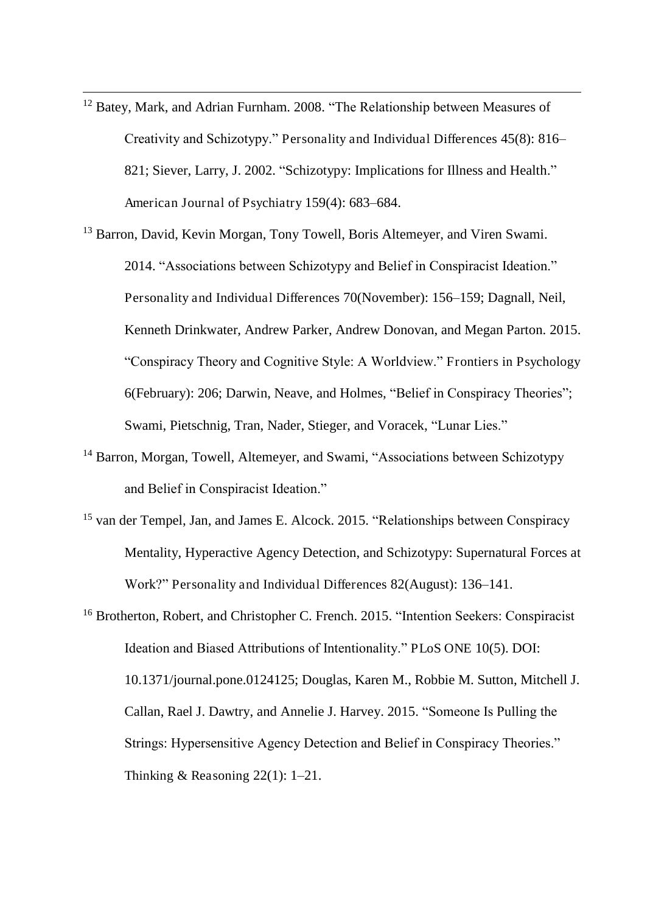[12] Batey, Mark, and Adrian Furnham. 2008. "The Relationship between Measures of Creativity and Schizotypy." *Personality and Individual Differences* 45(8): 816–821; Siever, Larry, J. 2002. "Schizotypy: Implications for Illness and Health." *American Journal of Psychiatry* 159(4): 683–684.

[13] Barron, David, Kevin Morgan, Tony Towell, Boris Altemeyer, and Viren Swami. 2014. "Associations between Schizotypy and Belief in Conspiracist Ideation." *Personality and Individual Differences* 70(November): 156–159; Dagnall, Neil, Kenneth Drinkwater, Andrew Parker, Andrew Donovan, and Megan Parton. 2015. "Conspiracy Theory and Cognitive Style: A Worldview." *Frontiers in Psychology* 6(February): 206; Darwin, Neave, and Holmes, "Belief in Conspiracy Theories"; Swami, Pietschnig, Tran, Nader, Stieger, and Voracek, "Lunar Lies."

[14] Barron, Morgan, Towell, Altemeyer, and Swami, "Associations between Schizotypy and Belief in Conspiracist Ideation."

[15] van der Tempel, Jan, and James E. Alcock. 2015. "Relationships between Conspiracy Mentality, Hyperactive Agency Detection, and Schizotypy: Supernatural Forces at Work?" *Personality and Individual Differences* 82(August): 136–141.

[16] Brotherton, Robert, and Christopher C. French. 2015. "Intention Seekers: Conspiracist Ideation and Biased Attributions of Intentionality." *PLoS ONE* 10(5). DOI: 10.1371/journal.pone.0124125; Douglas, Karen M., Robbie M. Sutton, Mitchell J. Callan, Rael J. Dawtry, and Annelie J. Harvey. 2015. "Someone Is Pulling the Strings: Hypersensitive Agency Detection and Belief in Conspiracy Theories." *Thinking & Reasoning* 22(1): 1–21.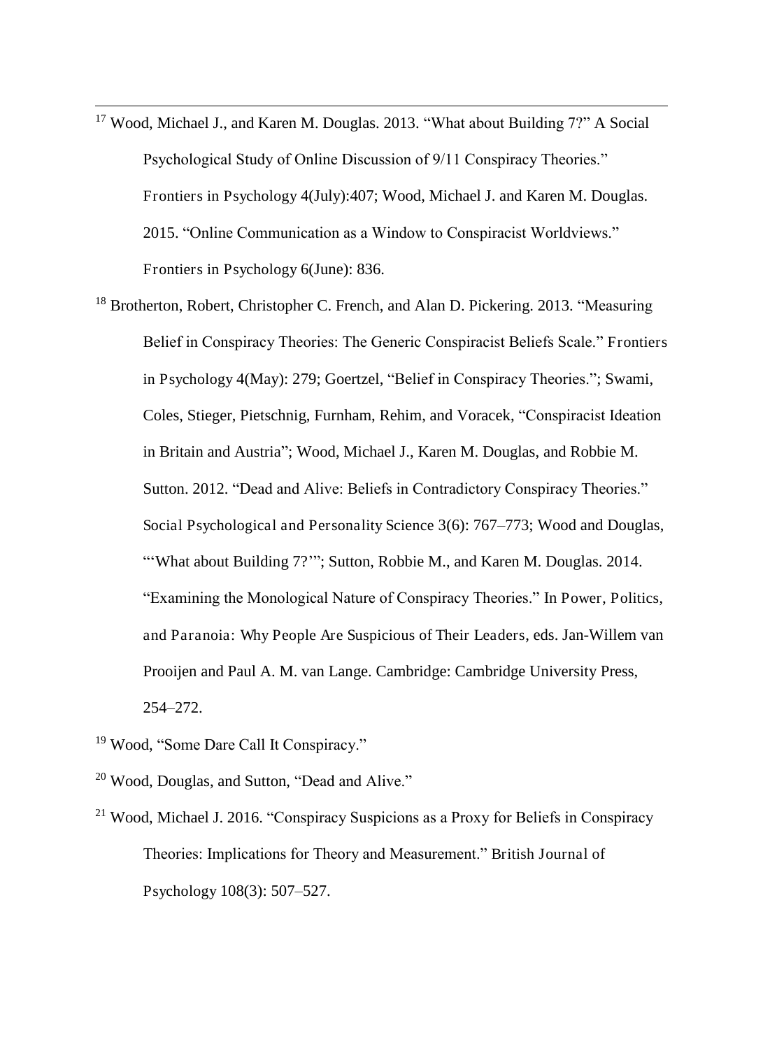[17] Wood, Michael J., and Karen M. Douglas. 2013. "What about Building 7?" A Social Psychological Study of Online Discussion of 9/11 Conspiracy Theories." Frontiers in Psychology 4(July):407; Wood, Michael J. and Karen M. Douglas. 2015. "Online Communication as a Window to Conspiracist Worldviews." Frontiers in Psychology 6(June): 836.

[18] Brotherton, Robert, Christopher C. French, and Alan D. Pickering. 2013. "Measuring Belief in Conspiracy Theories: The Generic Conspiracist Beliefs Scale." Frontiers in Psychology 4(May): 279; Goertzel, "Belief in Conspiracy Theories."; Swami, Coles, Stieger, Pietschnig, Furnham, Rehim, and Voracek, "Conspiracist Ideation in Britain and Austria"; Wood, Michael J., Karen M. Douglas, and Robbie M. Sutton. 2012. "Dead and Alive: Beliefs in Contradictory Conspiracy Theories." Social Psychological and Personality Science 3(6): 767–773; Wood and Douglas, "'What about Building 7?'"; Sutton, Robbie M., and Karen M. Douglas. 2014. "Examining the Monological Nature of Conspiracy Theories." In Power, Politics, and Paranoia: Why People Are Suspicious of Their Leaders, eds. Jan-Willem van Prooijen and Paul A. M. van Lange. Cambridge: Cambridge University Press, 254–272.

[19] Wood, "Some Dare Call It Conspiracy."

[20] Wood, Douglas, and Sutton, "Dead and Alive."

[21] Wood, Michael J. 2016. "Conspiracy Suspicions as a Proxy for Beliefs in Conspiracy Theories: Implications for Theory and Measurement." British Journal of Psychology 108(3): 507–527.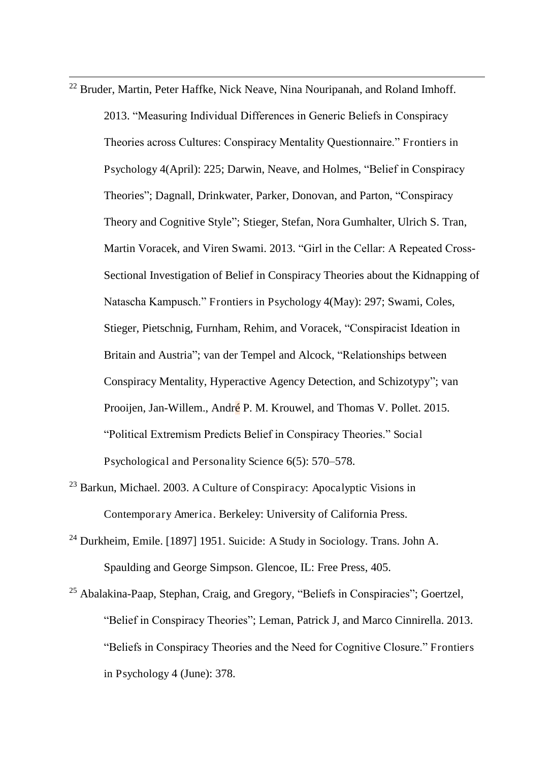[22] Bruder, Martin, Peter Haffke, Nick Neave, Nina Nouripanah, and Roland Imhoff. 2013. “Measuring Individual Differences in Generic Beliefs in Conspiracy Theories across Cultures: Conspiracy Mentality Questionnaire.” Frontiers in Psychology 4(April): 225; Darwin, Neave, and Holmes, “Belief in Conspiracy Theories”; Dagnall, Drinkwater, Parker, Donovan, and Parton, “Conspiracy Theory and Cognitive Style”; Stieger, Stefan, Nora Gumhalter, Ulrich S. Tran, Martin Voracek, and Viren Swami. 2013. “Girl in the Cellar: A Repeated Cross-Sectional Investigation of Belief in Conspiracy Theories about the Kidnapping of Natascha Kampusch.” Frontiers in Psychology 4(May): 297; Swami, Coles, Stieger, Pietschnig, Furnham, Rehim, and Voracek, “Conspiracist Ideation in Britain and Austria”; van der Tempel and Alcock, “Relationships between Conspiracy Mentality, Hyperactive Agency Detection, and Schizotypy”; van Prooijen, Jan-Willem., André P. M. Krouwel, and Thomas V. Pollet. 2015. “Political Extremism Predicts Belief in Conspiracy Theories.” Social Psychological and Personality Science 6(5): 570–578.

[23] Barkun, Michael. 2003. A Culture of Conspiracy: Apocalyptic Visions in Contemporary America. Berkeley: University of California Press.

[24] Durkheim, Emile. [1897] 1951. Suicide: A Study in Sociology. Trans. John A. Spaulding and George Simpson. Glencoe, IL: Free Press, 405.

[25] Abalakina-Paap, Stephan, Craig, and Gregory, “Beliefs in Conspiracies”; Goertzel, “Belief in Conspiracy Theories”; Leman, Patrick J, and Marco Cinnirella. 2013. “Beliefs in Conspiracy Theories and the Need for Cognitive Closure.” Frontiers in Psychology 4 (June): 378.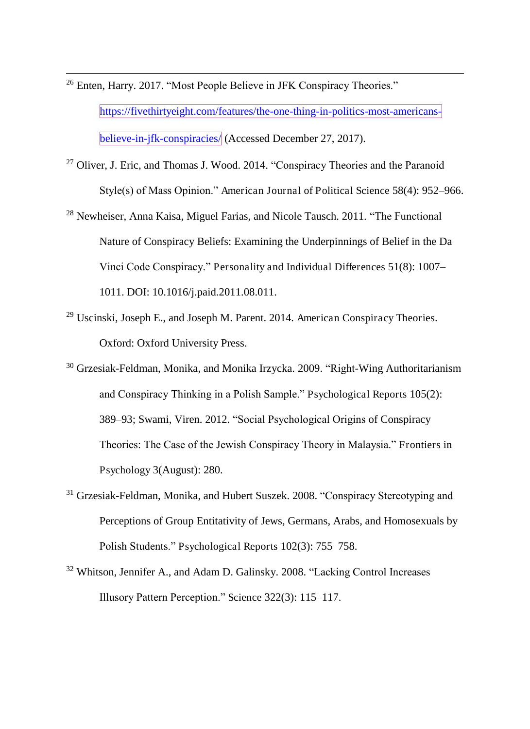[26] Enten, Harry. 2017. "Most People Believe in JFK Conspiracy Theories." https://fivethirtyeight.com/features/the-one-thing-in-politics-most-americans-believe-in-jfk-conspiracies/ (Accessed December 27, 2017).

[27] Oliver, J. Eric, and Thomas J. Wood. 2014. "Conspiracy Theories and the Paranoid Style(s) of Mass Opinion." American Journal of Political Science 58(4): 952–966.

[28] Newheiser, Anna Kaisa, Miguel Farias, and Nicole Tausch. 2011. "The Functional Nature of Conspiracy Beliefs: Examining the Underpinnings of Belief in the Da Vinci Code Conspiracy." Personality and Individual Differences 51(8): 1007–1011. DOI: 10.1016/j.paid.2011.08.011.

[29] Uscinski, Joseph E., and Joseph M. Parent. 2014. American Conspiracy Theories. Oxford: Oxford University Press.

[30] Grzesiak-Feldman, Monika, and Monika Irzycka. 2009. "Right-Wing Authoritarianism and Conspiracy Thinking in a Polish Sample." Psychological Reports 105(2): 389–93; Swami, Viren. 2012. "Social Psychological Origins of Conspiracy Theories: The Case of the Jewish Conspiracy Theory in Malaysia." Frontiers in Psychology 3(August): 280.

[31] Grzesiak-Feldman, Monika, and Hubert Suszek. 2008. "Conspiracy Stereotyping and Perceptions of Group Entitativity of Jews, Germans, Arabs, and Homosexuals by Polish Students." Psychological Reports 102(3): 755–758.

[32] Whitson, Jennifer A., and Adam D. Galinsky. 2008. "Lacking Control Increases Illusory Pattern Perception." Science 322(3): 115–117.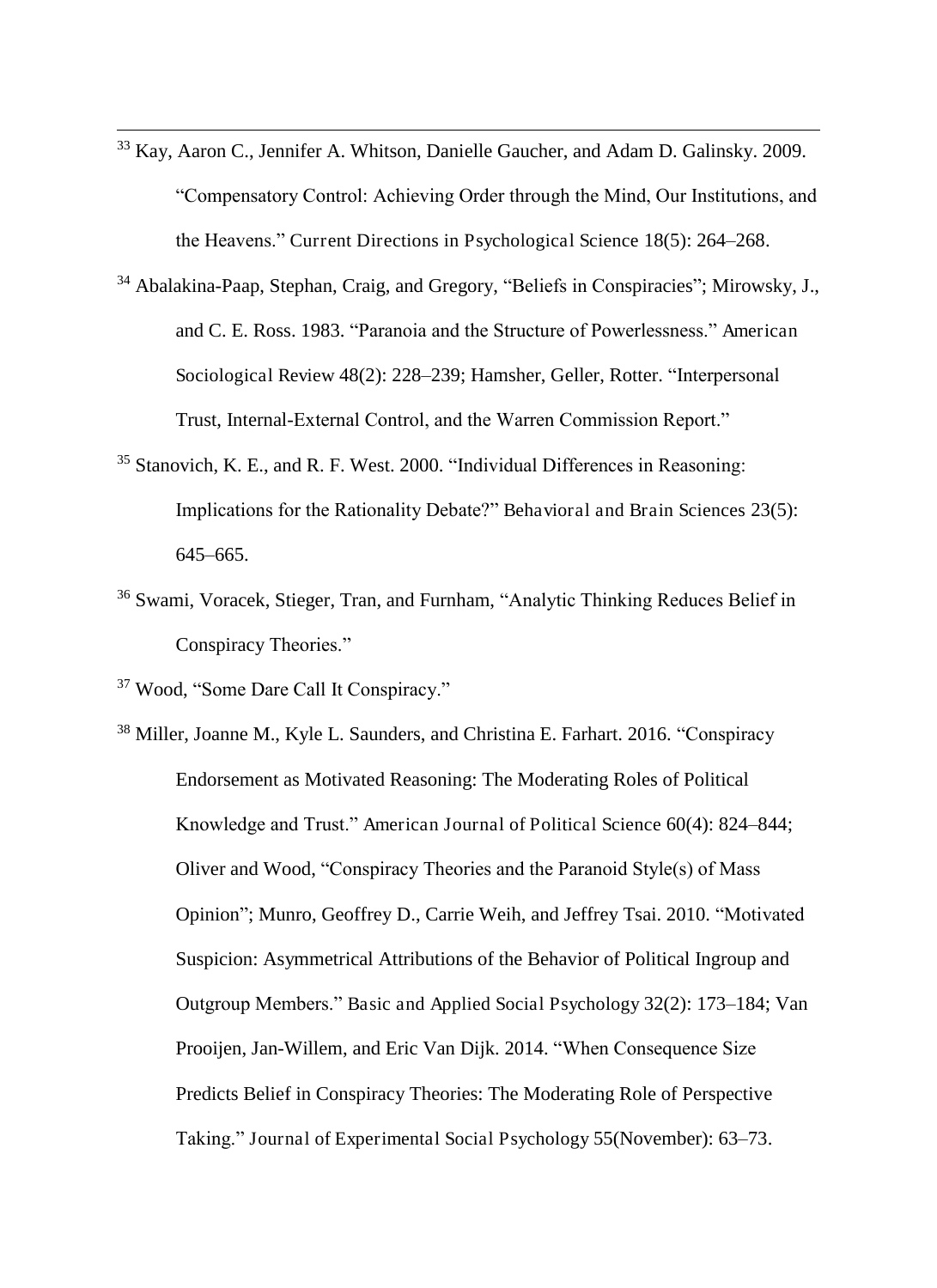[33] Kay, Aaron C., Jennifer A. Whitson, Danielle Gaucher, and Adam D. Galinsky. 2009. "Compensatory Control: Achieving Order through the Mind, Our Institutions, and the Heavens." Current Directions in Psychological Science 18(5): 264–268.

[34] Abalakina-Paap, Stephan, Craig, and Gregory, "Beliefs in Conspiracies"; Mirowsky, J., and C. E. Ross. 1983. "Paranoia and the Structure of Powerlessness." American Sociological Review 48(2): 228–239; Hamsher, Geller, Rotter. "Interpersonal Trust, Internal-External Control, and the Warren Commission Report."

[35] Stanovich, K. E., and R. F. West. 2000. "Individual Differences in Reasoning: Implications for the Rationality Debate?" Behavioral and Brain Sciences 23(5): 645–665.

[36] Swami, Voracek, Stieger, Tran, and Furnham, "Analytic Thinking Reduces Belief in Conspiracy Theories."

[37] Wood, "Some Dare Call It Conspiracy."

[38] Miller, Joanne M., Kyle L. Saunders, and Christina E. Farhart. 2016. "Conspiracy Endorsement as Motivated Reasoning: The Moderating Roles of Political Knowledge and Trust." American Journal of Political Science 60(4): 824–844; Oliver and Wood, "Conspiracy Theories and the Paranoid Style(s) of Mass Opinion"; Munro, Geoffrey D., Carrie Weih, and Jeffrey Tsai. 2010. "Motivated Suspicion: Asymmetrical Attributions of the Behavior of Political Ingroup and Outgroup Members." Basic and Applied Social Psychology 32(2): 173–184; Van Prooijen, Jan-Willem, and Eric Van Dijk. 2014. "When Consequence Size Predicts Belief in Conspiracy Theories: The Moderating Role of Perspective Taking." Journal of Experimental Social Psychology 55(November): 63–73.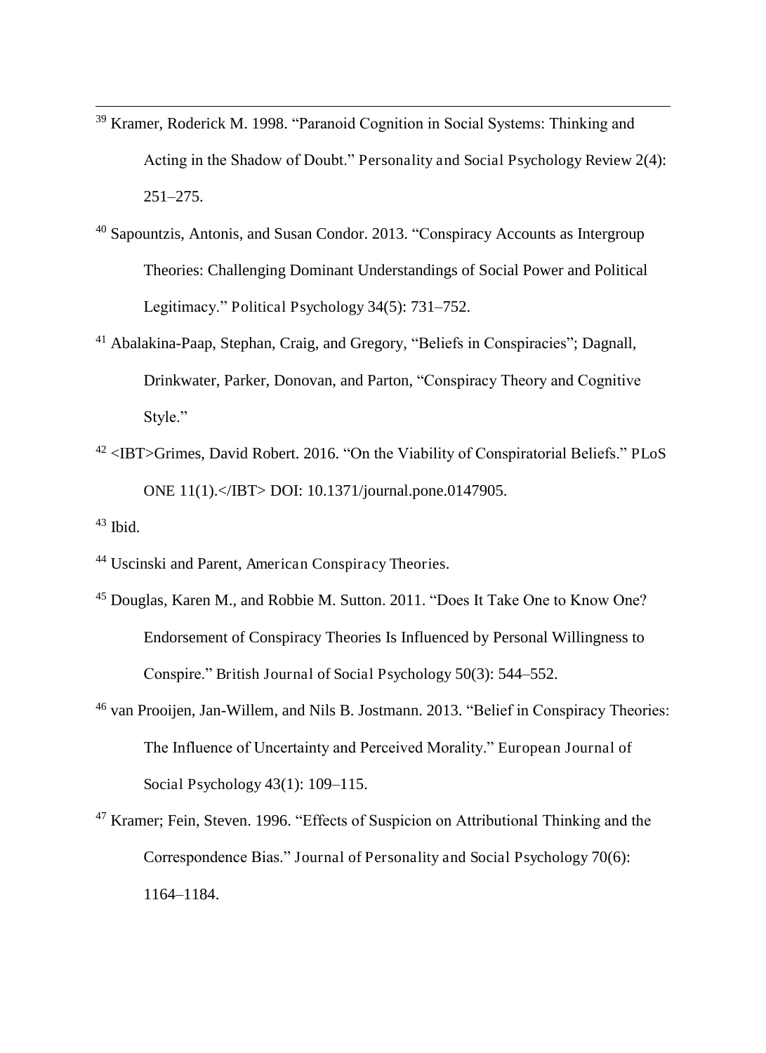[39] Kramer, Roderick M. 1998. "Paranoid Cognition in Social Systems: Thinking and Acting in the Shadow of Doubt." Personality and Social Psychology Review 2(4): 251–275.

[40] Sapountzis, Antonis, and Susan Condor. 2013. "Conspiracy Accounts as Intergroup Theories: Challenging Dominant Understandings of Social Power and Political Legitimacy." Political Psychology 34(5): 731–752.

[41] Abalakina-Paap, Stephan, Craig, and Gregory, "Beliefs in Conspiracies"; Dagnall, Drinkwater, Parker, Donovan, and Parton, "Conspiracy Theory and Cognitive Style."

[42] <IBT>Grimes, David Robert. 2016. "On the Viability of Conspiratorial Beliefs." PLoS ONE 11(1).</IBT> DOI: 10.1371/journal.pone.0147905.

[43] Ibid.

[44] Uscinski and Parent, American Conspiracy Theories.

[45] Douglas, Karen M., and Robbie M. Sutton. 2011. "Does It Take One to Know One? Endorsement of Conspiracy Theories Is Influenced by Personal Willingness to Conspire." British Journal of Social Psychology 50(3): 544–552.

[46] van Prooijen, Jan-Willem, and Nils B. Jostmann. 2013. "Belief in Conspiracy Theories: The Influence of Uncertainty and Perceived Morality." European Journal of Social Psychology 43(1): 109–115.

[47] Kramer; Fein, Steven. 1996. "Effects of Suspicion on Attributional Thinking and the Correspondence Bias." Journal of Personality and Social Psychology 70(6): 1164–1184.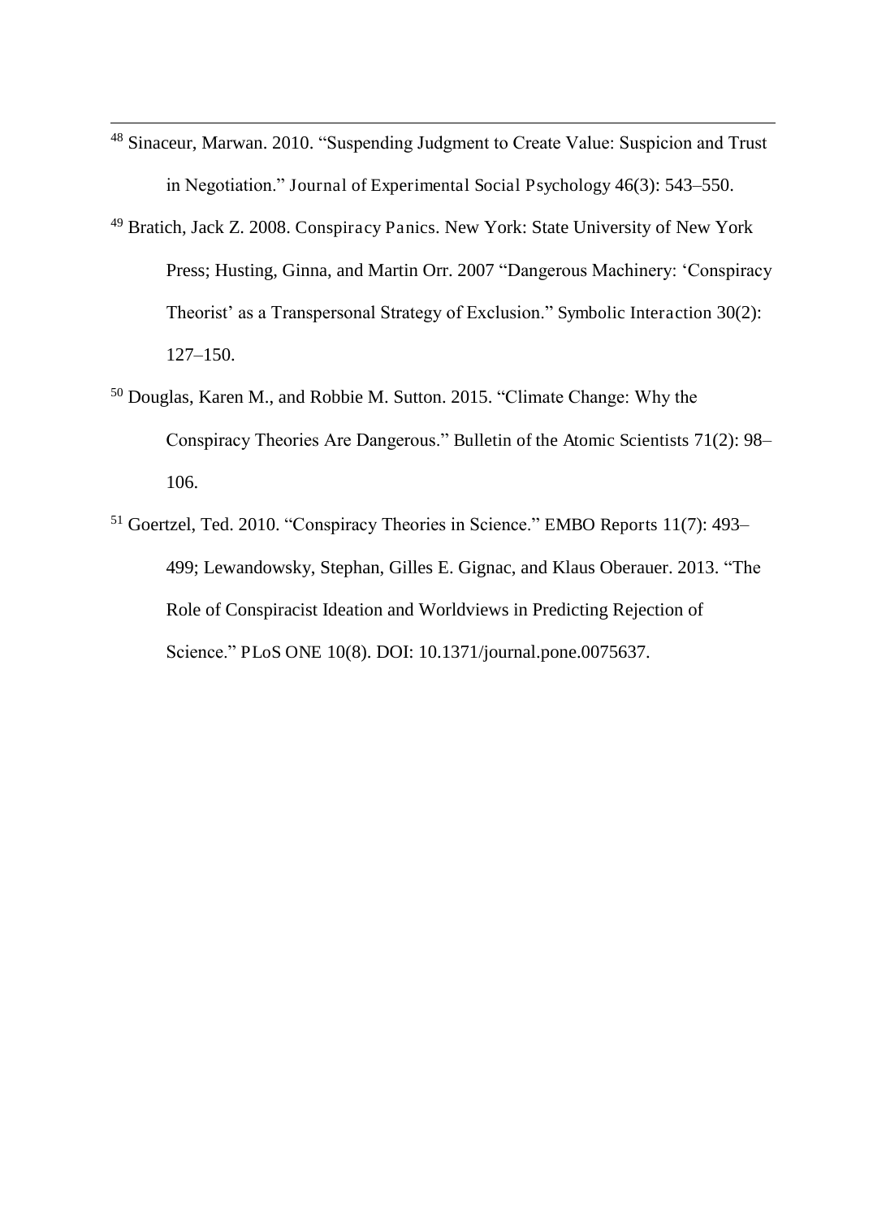[48] Sinaceur, Marwan. 2010. “Suspending Judgment to Create Value: Suspicion and Trust in Negotiation.” *Journal of Experimental Social Psychology* 46(3): 543–550.

[49] Bratich, Jack Z. 2008. *Conspiracy Panics*. New York: State University of New York Press; Husting, Ginna, and Martin Orr. 2007 “Dangerous Machinery: ‘Conspiracy Theorist’ as a Transpersonal Strategy of Exclusion.” *Symbolic Interaction* 30(2): 127–150.

[50] Douglas, Karen M., and Robbie M. Sutton. 2015. “Climate Change: Why the Conspiracy Theories Are Dangerous.” *Bulletin of the Atomic Scientists* 71(2): 98–106.

[51] Goertzel, Ted. 2010. “Conspiracy Theories in Science.” *EMBO Reports* 11(7): 493–499; Lewandowsky, Stephan, Gilles E. Gignac, and Klaus Oberauer. 2013. “The Role of Conspiracist Ideation and Worldviews in Predicting Rejection of Science.” *PLoS ONE* 10(8). DOI: 10.1371/journal.pone.0075637.